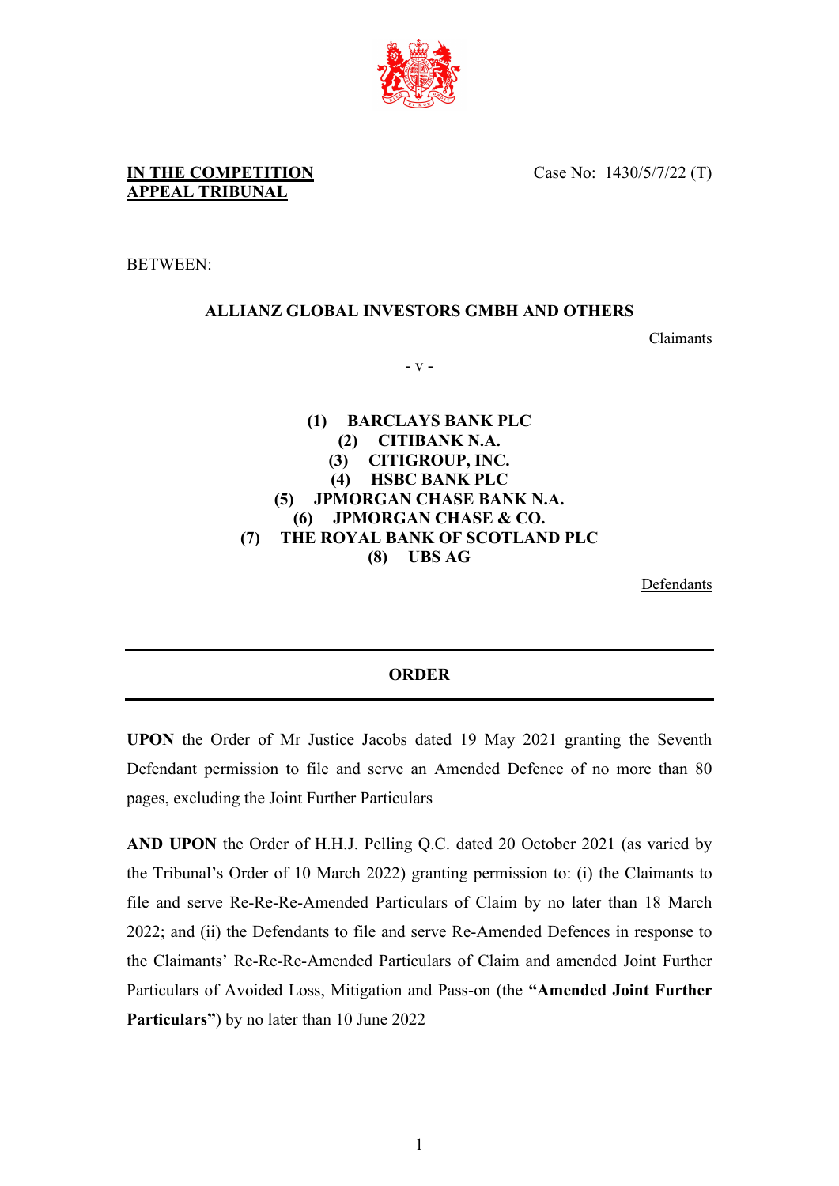**IN THE COMPETITION APPEAL TRIBUNAL**

Case No: 1430/5/7/22 (T)

BETWEEN:

**ALLIANZ GLOBAL INVESTORS GMBH AND OTHERS**

Claimants

\- v -

**(1) BARCLAYS BANK PLC**
**(2) CITIBANK N.A.**
**(3) CITIGROUP, INC.**
**(4) HSBC BANK PLC**
**(5) JPMORGAN CHASE BANK N.A.**
**(6) JPMORGAN CHASE & CO.**
**(7) THE ROYAL BANK OF SCOTLAND PLC**
**(8) UBS AG**

Defendants

---

**ORDER**

---

**UPON** the Order of Mr Justice Jacobs dated 19 May 2021 granting the Seventh Defendant permission to file and serve an Amended Defence of no more than 80 pages, excluding the Joint Further Particulars

**AND UPON** the Order of H.H.J. Pelling Q.C. dated 20 October 2021 (as varied by the Tribunal's Order of 10 March 2022) granting permission to: (i) the Claimants to file and serve Re-Re-Re-Amended Particulars of Claim by no later than 18 March 2022; and (ii) the Defendants to file and serve Re-Amended Defences in response to the Claimants' Re-Re-Re-Amended Particulars of Claim and amended Joint Further Particulars of Avoided Loss, Mitigation and Pass-on (the **"Amended Joint Further Particulars"**) by no later than 10 June 2022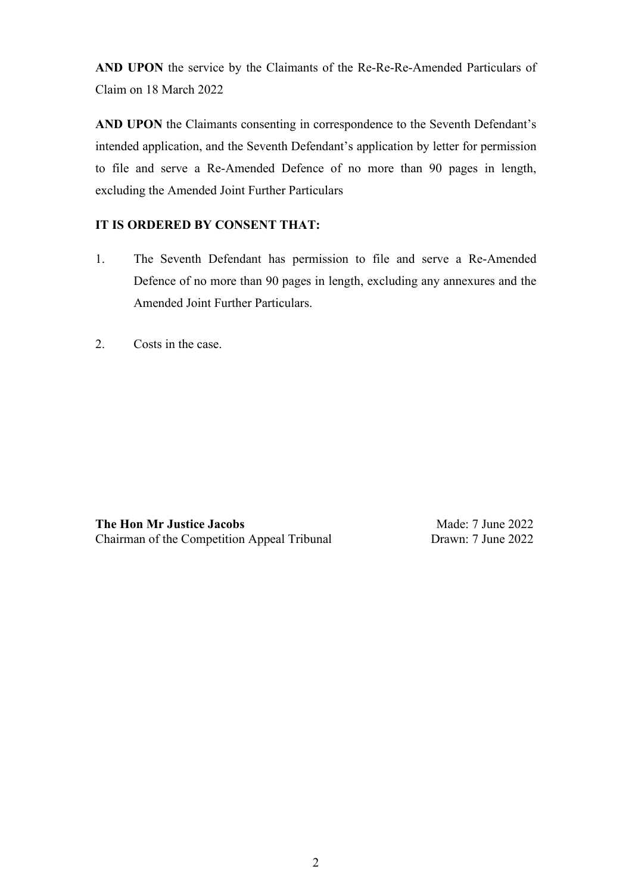**AND UPON** the service by the Claimants of the Re-Re-Re-Amended Particulars of Claim on 18 March 2022

**AND UPON** the Claimants consenting in correspondence to the Seventh Defendant's intended application, and the Seventh Defendant's application by letter for permission to file and serve a Re-Amended Defence of no more than 90 pages in length, excluding the Amended Joint Further Particulars

**IT IS ORDERED BY CONSENT THAT:**

1. The Seventh Defendant has permission to file and serve a Re-Amended Defence of no more than 90 pages in length, excluding any annexures and the Amended Joint Further Particulars.

2. Costs in the case.

**The Hon Mr Justice Jacobs**
Chairman of the Competition Appeal Tribunal

Made: 7 June 2022
Drawn: 7 June 2022